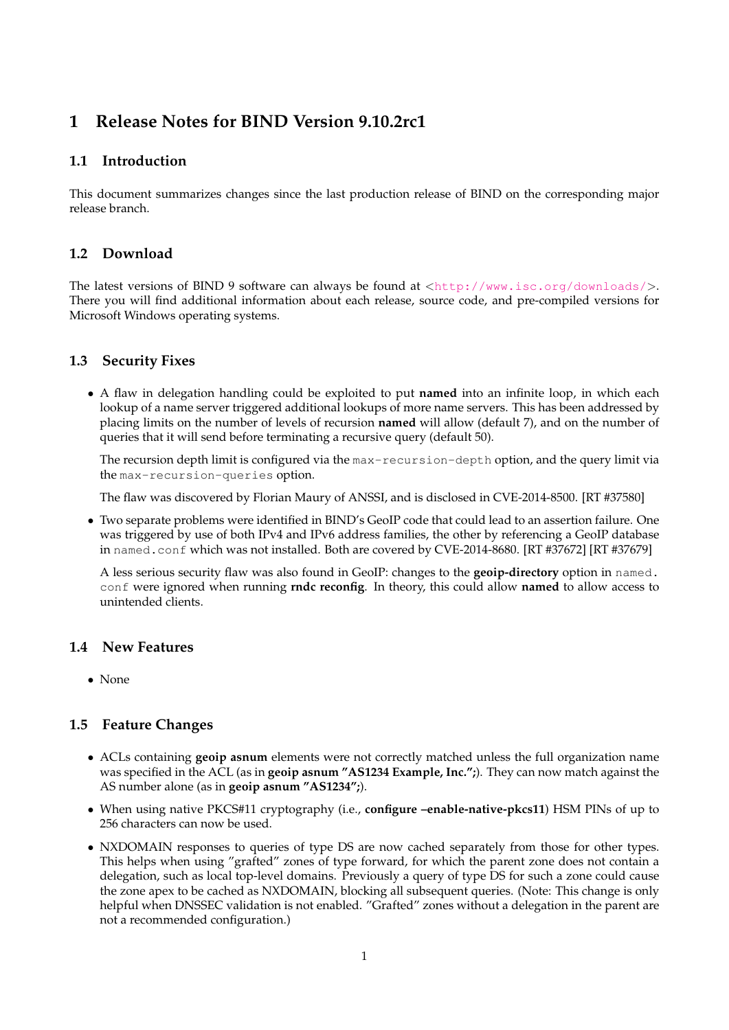# 1 Release Notes for BIND Version 9.10.2rc1

## 1.1 Introduction

This document summarizes changes since the last production release of BIND on the corresponding major release branch.

## 1.2 Download

The latest versions of BIND 9 software can always be found at <http://www.isc.org/downloads/>. There you will find additional information about each release, source code, and pre-compiled versions for Microsoft Windows operating systems.

## 1.3 Security Fixes

- A flaw in delegation handling could be exploited to put **named** into an infinite loop, in which each lookup of a name server triggered additional lookups of more name servers. This has been addressed by placing limits on the number of levels of recursion **named** will allow (default 7), and on the number of queries that it will send before terminating a recursive query (default 50).

  The recursion depth limit is configured via the `max-recursion-depth` option, and the query limit via the `max-recursion-queries` option.

  The flaw was discovered by Florian Maury of ANSSI, and is disclosed in CVE-2014-8500. [RT #37580]

- Two separate problems were identified in BIND's GeoIP code that could lead to an assertion failure. One was triggered by use of both IPv4 and IPv6 address families, the other by referencing a GeoIP database in `named.conf` which was not installed. Both are covered by CVE-2014-8680. [RT #37672] [RT #37679]

  A less serious security flaw was also found in GeoIP: changes to the **geoip-directory** option in `named.conf` were ignored when running **rndc reconfig**. In theory, this could allow **named** to allow access to unintended clients.

## 1.4 New Features

- None

## 1.5 Feature Changes

- ACLs containing **geoip asnum** elements were not correctly matched unless the full organization name was specified in the ACL (as in **geoip asnum "AS1234 Example, Inc.";**). They can now match against the AS number alone (as in **geoip asnum "AS1234";**).

- When using native PKCS#11 cryptography (i.e., **configure --enable-native-pkcs11**) HSM PINs of up to 256 characters can now be used.

- NXDOMAIN responses to queries of type DS are now cached separately from those for other types. This helps when using "grafted" zones of type forward, for which the parent zone does not contain a delegation, such as local top-level domains. Previously a query of type DS for such a zone could cause the zone apex to be cached as NXDOMAIN, blocking all subsequent queries. (Note: This change is only helpful when DNSSEC validation is not enabled. "Grafted" zones without a delegation in the parent are not a recommended configuration.)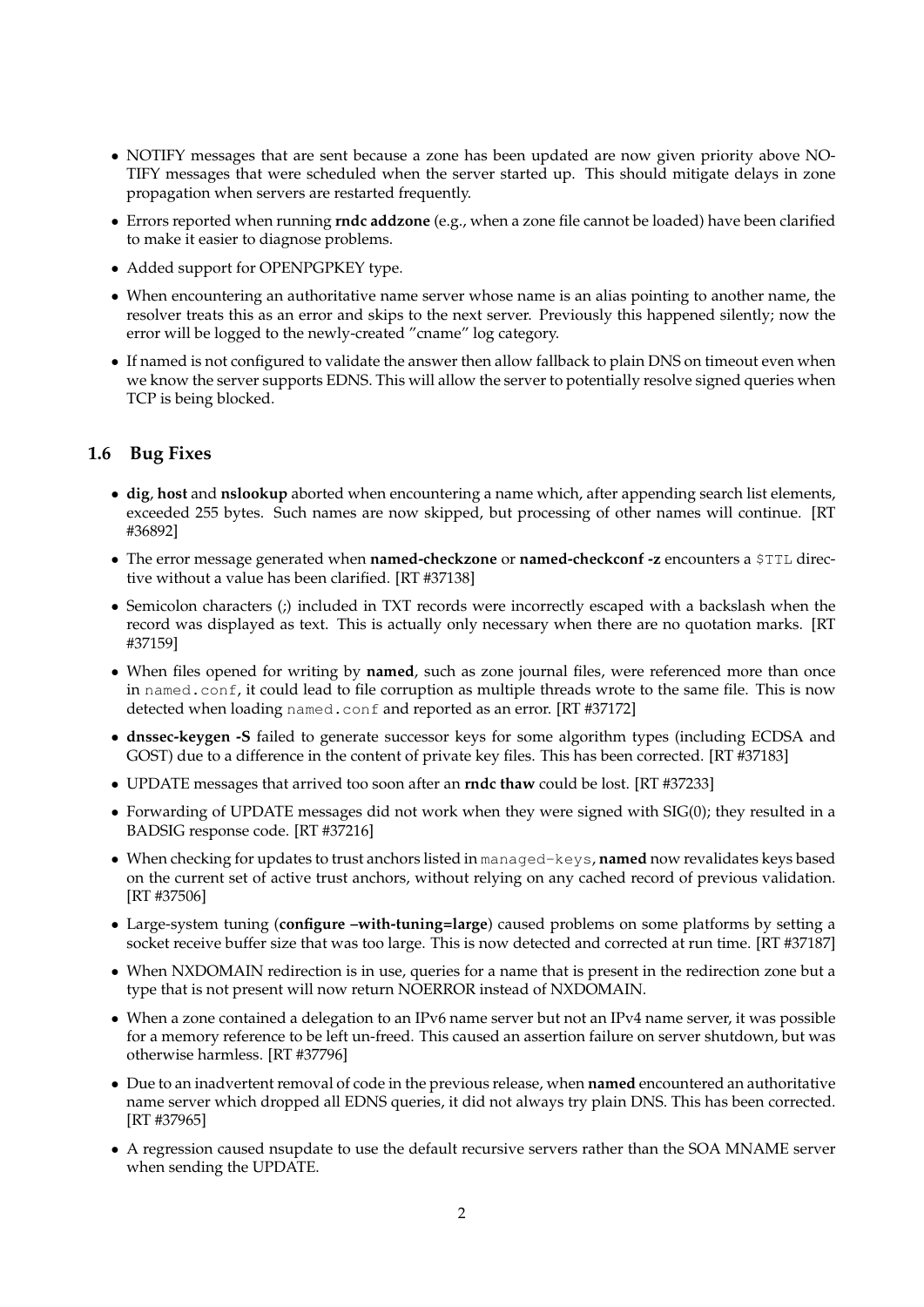- NOTIFY messages that are sent because a zone has been updated are now given priority above NOTIFY messages that were scheduled when the server started up. This should mitigate delays in zone propagation when servers are restarted frequently.
- Errors reported when running **rndc addzone** (e.g., when a zone file cannot be loaded) have been clarified to make it easier to diagnose problems.
- Added support for OPENPGPKEY type.
- When encountering an authoritative name server whose name is an alias pointing to another name, the resolver treats this as an error and skips to the next server. Previously this happened silently; now the error will be logged to the newly-created "cname" log category.
- If named is not configured to validate the answer then allow fallback to plain DNS on timeout even when we know the server supports EDNS. This will allow the server to potentially resolve signed queries when TCP is being blocked.

## 1.6 Bug Fixes

- **dig**, **host** and **nslookup** aborted when encountering a name which, after appending search list elements, exceeded 255 bytes. Such names are now skipped, but processing of other names will continue. [RT #36892]
- The error message generated when **named-checkzone** or **named-checkconf -z** encounters a `$TTL` directive without a value has been clarified. [RT #37138]
- Semicolon characters (;) included in TXT records were incorrectly escaped with a backslash when the record was displayed as text. This is actually only necessary when there are no quotation marks. [RT #37159]
- When files opened for writing by **named**, such as zone journal files, were referenced more than once in `named.conf`, it could lead to file corruption as multiple threads wrote to the same file. This is now detected when loading `named.conf` and reported as an error. [RT #37172]
- **dnssec-keygen -S** failed to generate successor keys for some algorithm types (including ECDSA and GOST) due to a difference in the content of private key files. This has been corrected. [RT #37183]
- UPDATE messages that arrived too soon after an **rndc thaw** could be lost. [RT #37233]
- Forwarding of UPDATE messages did not work when they were signed with SIG(0); they resulted in a BADSIG response code. [RT #37216]
- When checking for updates to trust anchors listed in `managed-keys`, **named** now revalidates keys based on the current set of active trust anchors, without relying on any cached record of previous validation. [RT #37506]
- Large-system tuning (**configure –with-tuning=large**) caused problems on some platforms by setting a socket receive buffer size that was too large. This is now detected and corrected at run time. [RT #37187]
- When NXDOMAIN redirection is in use, queries for a name that is present in the redirection zone but a type that is not present will now return NOERROR instead of NXDOMAIN.
- When a zone contained a delegation to an IPv6 name server but not an IPv4 name server, it was possible for a memory reference to be left un-freed. This caused an assertion failure on server shutdown, but was otherwise harmless. [RT #37796]
- Due to an inadvertent removal of code in the previous release, when **named** encountered an authoritative name server which dropped all EDNS queries, it did not always try plain DNS. This has been corrected. [RT #37965]
- A regression caused nsupdate to use the default recursive servers rather than the SOA MNAME server when sending the UPDATE.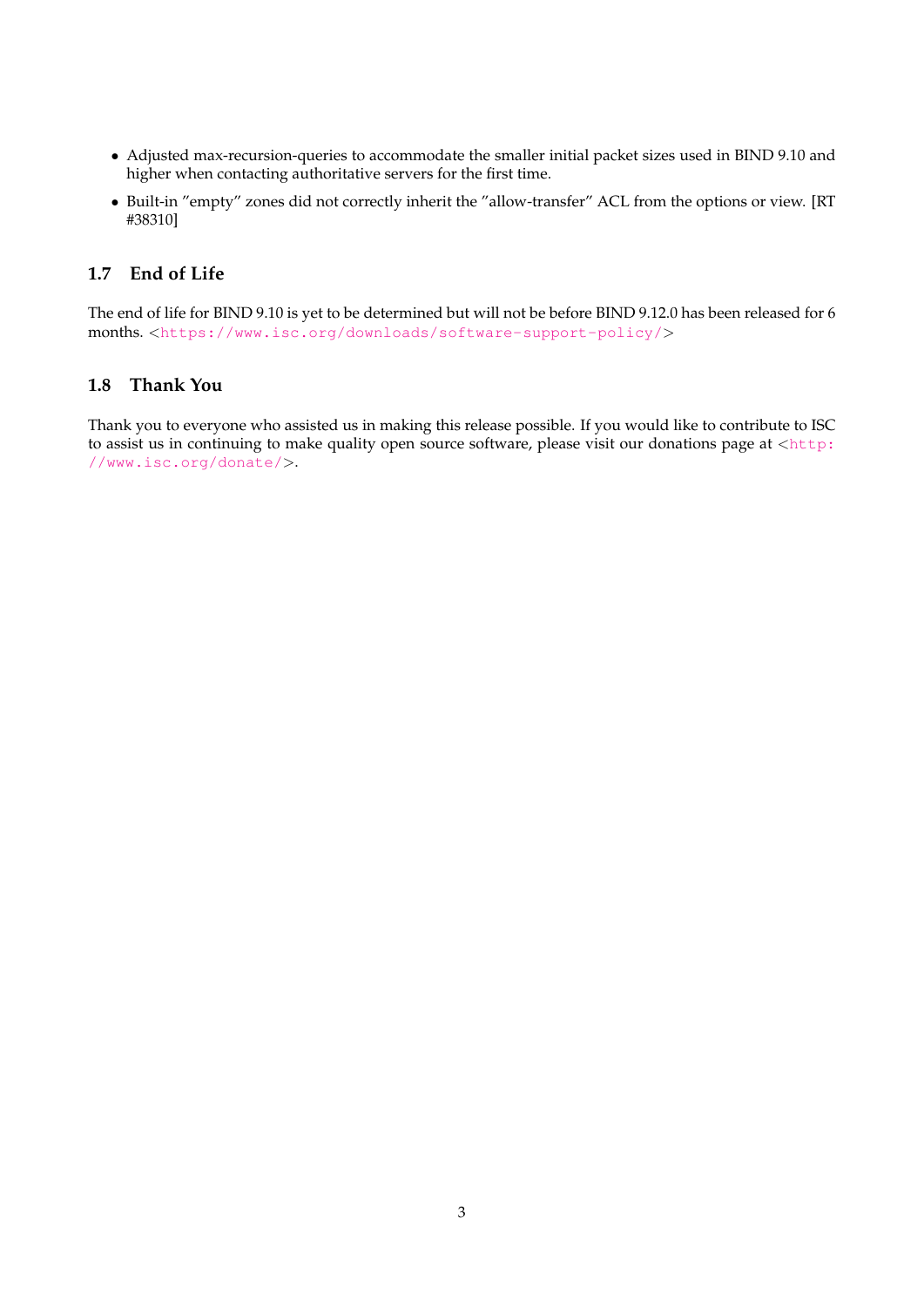- Adjusted max-recursion-queries to accommodate the smaller initial packet sizes used in BIND 9.10 and higher when contacting authoritative servers for the first time.
- Built-in "empty" zones did not correctly inherit the "allow-transfer" ACL from the options or view. [RT #38310]

## 1.7 End of Life

The end of life for BIND 9.10 is yet to be determined but will not be before BIND 9.12.0 has been released for 6 months. <https://www.isc.org/downloads/software-support-policy/>

## 1.8 Thank You

Thank you to everyone who assisted us in making this release possible. If you would like to contribute to ISC to assist us in continuing to make quality open source software, please visit our donations page at <http://www.isc.org/donate/>.